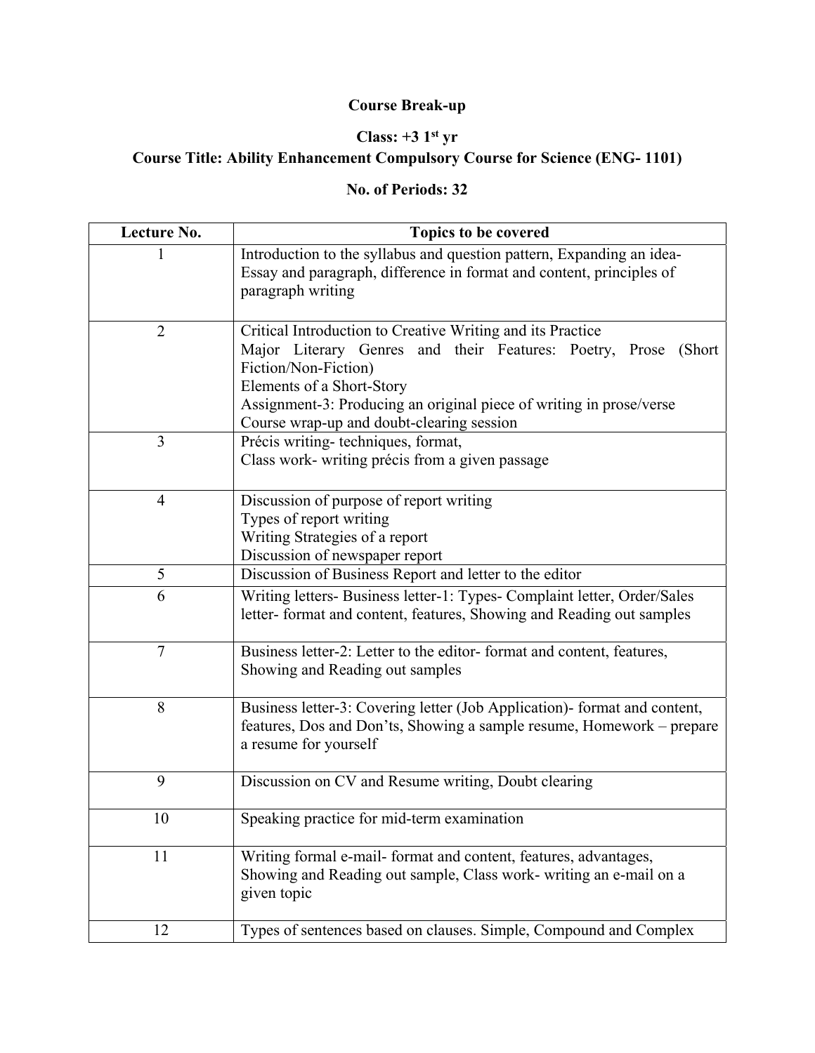# Course Break-up

## Class: +3 1st yr

## Course Title: Ability Enhancement Compulsory Course for Science (ENG- 1101)

## No. of Periods: 32

| Lecture No. | Topics to be covered |
|---|---|
| 1 | Introduction to the syllabus and question pattern, Expanding an idea- Essay and paragraph, difference in format and content, principles of paragraph writing |
| 2 | Critical Introduction to Creative Writing and its Practice<br>Major Literary Genres and their Features: Poetry, Prose (Short Fiction/Non-Fiction)<br>Elements of a Short-Story<br>Assignment-3: Producing an original piece of writing in prose/verse<br>Course wrap-up and doubt-clearing session |
| 3 | Précis writing- techniques, format,<br>Class work- writing précis from a given passage |
| 4 | Discussion of purpose of report writing<br>Types of report writing<br>Writing Strategies of a report<br>Discussion of newspaper report |
| 5 | Discussion of Business Report and letter to the editor |
| 6 | Writing letters- Business letter-1: Types- Complaint letter, Order/Sales letter- format and content, features, Showing and Reading out samples |
| 7 | Business letter-2: Letter to the editor- format and content, features, Showing and Reading out samples |
| 8 | Business letter-3: Covering letter (Job Application)- format and content, features, Dos and Don'ts, Showing a sample resume, Homework – prepare a resume for yourself |
| 9 | Discussion on CV and Resume writing, Doubt clearing |
| 10 | Speaking practice for mid-term examination |
| 11 | Writing formal e-mail- format and content, features, advantages, Showing and Reading out sample, Class work- writing an e-mail on a given topic |
| 12 | Types of sentences based on clauses. Simple, Compound and Complex |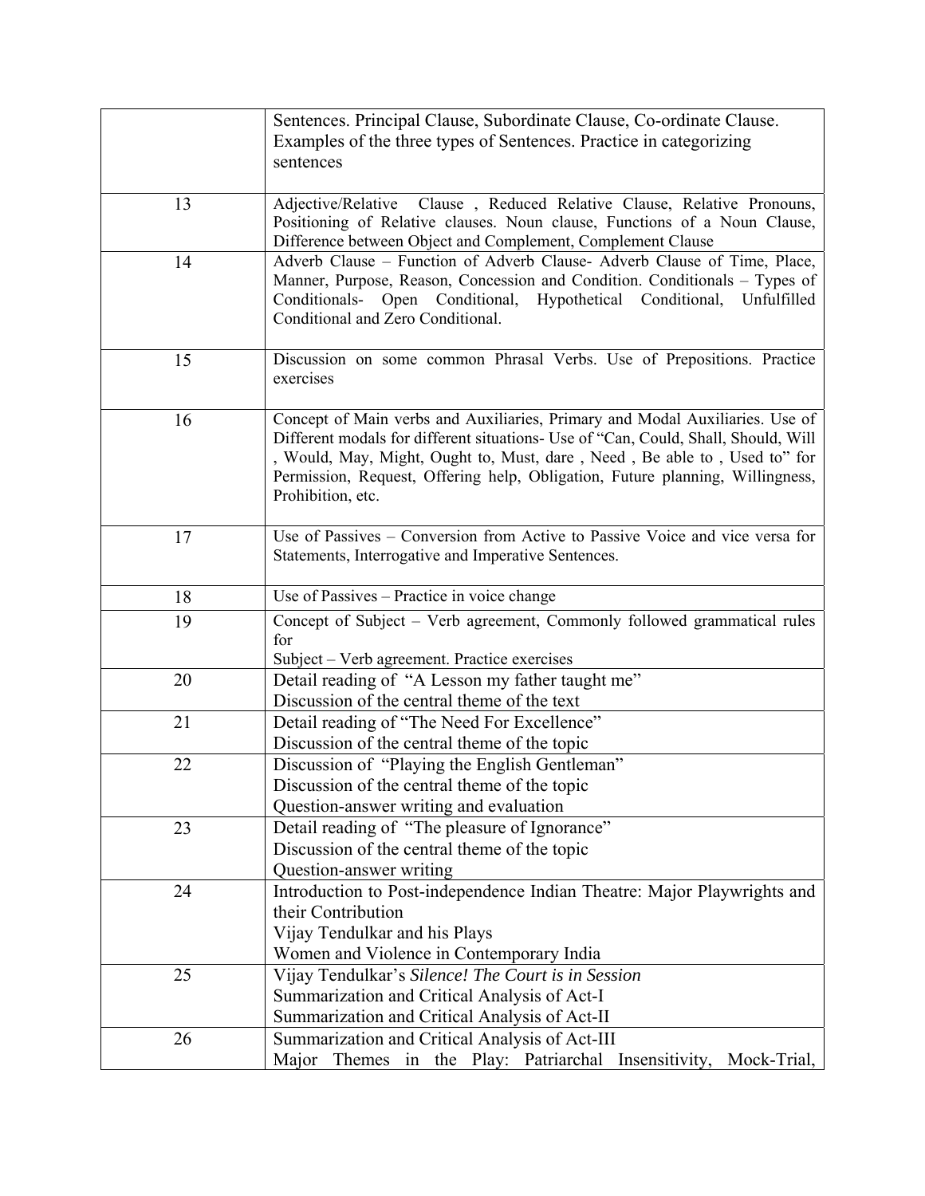| | |
|---|---|
| | Sentences. Principal Clause, Subordinate Clause, Co-ordinate Clause. Examples of the three types of Sentences. Practice in categorizing sentences |
| 13 | Adjective/Relative Clause , Reduced Relative Clause, Relative Pronouns, Positioning of Relative clauses. Noun clause, Functions of a Noun Clause, Difference between Object and Complement, Complement Clause |
| 14 | Adverb Clause – Function of Adverb Clause- Adverb Clause of Time, Place, Manner, Purpose, Reason, Concession and Condition. Conditionals – Types of Conditionals- Open Conditional, Hypothetical Conditional, Unfulfilled Conditional and Zero Conditional. |
| 15 | Discussion on some common Phrasal Verbs. Use of Prepositions. Practice exercises |
| 16 | Concept of Main verbs and Auxiliaries, Primary and Modal Auxiliaries. Use of Different modals for different situations- Use of "Can, Could, Shall, Should, Will , Would, May, Might, Ought to, Must, dare , Need , Be able to , Used to" for Permission, Request, Offering help, Obligation, Future planning, Willingness, Prohibition, etc. |
| 17 | Use of Passives – Conversion from Active to Passive Voice and vice versa for Statements, Interrogative and Imperative Sentences. |
| 18 | Use of Passives – Practice in voice change |
| 19 | Concept of Subject – Verb agreement, Commonly followed grammatical rules for<br>Subject – Verb agreement. Practice exercises |
| 20 | Detail reading of "A Lesson my father taught me"<br>Discussion of the central theme of the text |
| 21 | Detail reading of "The Need For Excellence"<br>Discussion of the central theme of the topic |
| 22 | Discussion of "Playing the English Gentleman"<br>Discussion of the central theme of the topic<br>Question-answer writing and evaluation |
| 23 | Detail reading of "The pleasure of Ignorance"<br>Discussion of the central theme of the topic<br>Question-answer writing |
| 24 | Introduction to Post-independence Indian Theatre: Major Playwrights and their Contribution<br>Vijay Tendulkar and his Plays<br>Women and Violence in Contemporary India |
| 25 | Vijay Tendulkar's *Silence! The Court is in Session*<br>Summarization and Critical Analysis of Act-I<br>Summarization and Critical Analysis of Act-II |
| 26 | Summarization and Critical Analysis of Act-III<br>Major Themes in the Play: Patriarchal Insensitivity, Mock-Trial, |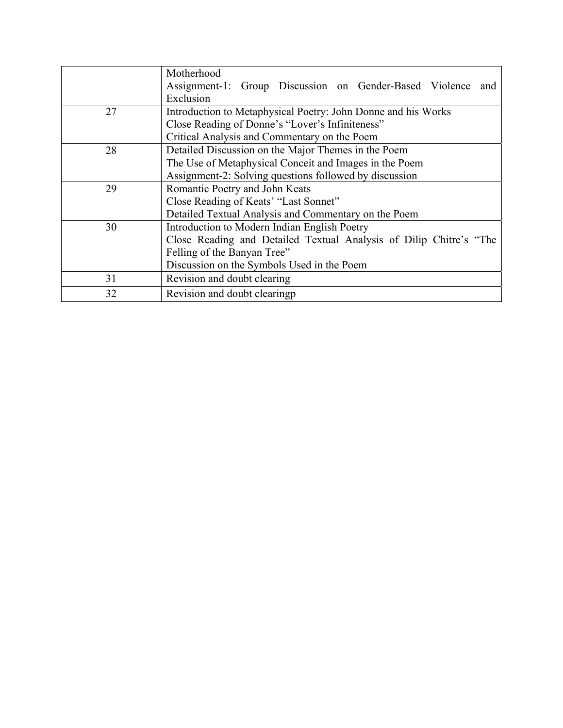| | |
|---|---|
| | Motherhood<br>Assignment-1: Group Discussion on Gender-Based Violence and Exclusion |
| 27 | Introduction to Metaphysical Poetry: John Donne and his Works<br>Close Reading of Donne's "Lover's Infiniteness"<br>Critical Analysis and Commentary on the Poem |
| 28 | Detailed Discussion on the Major Themes in the Poem<br>The Use of Metaphysical Conceit and Images in the Poem<br>Assignment-2: Solving questions followed by discussion |
| 29 | Romantic Poetry and John Keats<br>Close Reading of Keats' "Last Sonnet"<br>Detailed Textual Analysis and Commentary on the Poem |
| 30 | Introduction to Modern Indian English Poetry<br>Close Reading and Detailed Textual Analysis of Dilip Chitre's "The Felling of the Banyan Tree"<br>Discussion on the Symbols Used in the Poem |
| 31 | Revision and doubt clearing |
| 32 | Revision and doubt clearingp |